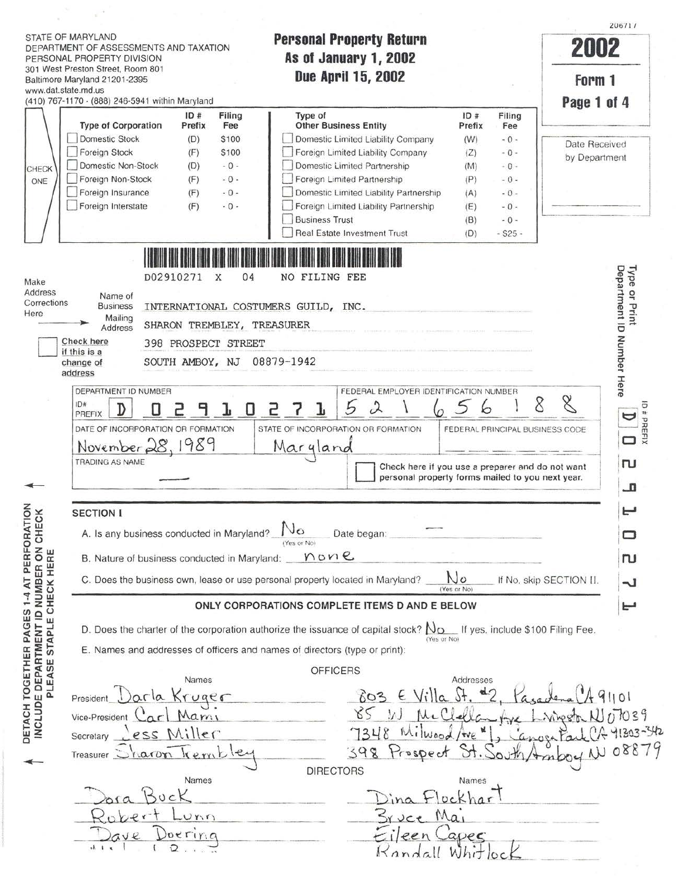STATE OF MARYLAND
DEPARTMENT OF ASSESSMENTS AND TAXATION
PERSONAL PROPERTY DIVISION
301 West Preston Street, Room 801
Baltimore Maryland 21201-2395
www.dat.state.md.us
(410) 767-1170 · (888) 246-5941 within Maryland

# Personal Property Return
## As of January 1, 2002
## Due April 15, 2002

206717

**2002**
**Form 1**

Date Received by Department

CHECK ONE

| Type of Corporation | ID # Prefix | Filing Fee | Type of Other Business Entity | ID # Prefix | Filing Fee |
|---|---|---|---|---|---|
| ☐ Domestic Stock | (D) | $100 | ☐ Domestic Limited Liability Company | (W) | - 0 - |
| ☐ Foreign Stock | (F) | $100 | ☐ Foreign Limited Liability Company | (Z) | - 0 - |
| ☐ Domestic Non-Stock | (D) | - 0 - | ☐ Domestic Limited Partnership | (M) | - 0 - |
| ☐ Foreign Non-Stock | (F) | - 0 - | ☐ Foreign Limited Partnership | (P) | - 0 - |
| ☐ Foreign Insurance | (F) | - 0 - | ☐ Domestic Limited Liability Partnership | (A) | - 0 - |
| ☐ Foreign Interstate | (F) | - 0 - | ☐ Foreign Limited Liability Partnership | (E) | - 0 - |
| | | | ☐ Business Trust | (B) | - 0 - |
| | | | ☐ Real Estate Investment Trust | (D) | - $25 - |

D02910271 X 04 NO FILING FEE

Make Address Corrections Here

Name of Business: INTERNATIONAL COSTUMERS GUILD, INC.
Mailing Address: SHARON TREMBLEY, TREASURER
398 PROSPECT STREET
SOUTH AMBOY, NJ 08879-1942

☐ Check here if this is a change of address

| DEPARTMENT ID NUMBER | FEDERAL EMPLOYER IDENTIFICATION NUMBER |
|---|---|
| ID# PREFIX: D 02910271 | 52 1656188 |

| DATE OF INCORPORATION OR FORMATION | STATE OF INCORPORATION OR FORMATION | FEDERAL PRINCIPAL BUSINESS CODE |
|---|---|---|
| November 28, 1989 | Maryland | |

TRADING AS NAME: —

☐ Check here if you use a preparer and do not want personal property forms mailed to you next year.

Type or Print Department ID Number Here: ID # PREFIX D 02910271

DETACH TOGETHER PAGES 1-4 AT PERFORATION
INCLUDE DEPARTMENT ID NUMBER ON CHECK
PLEASE STAPLE CHECK HERE

## SECTION I

A. Is any business conducted in Maryland? No (Yes or No) Date began: —

B. Nature of business conducted in Maryland: none

C. Does the business own, lease or use personal property located in Maryland? No (Yes or No) If No, skip SECTION II.

**ONLY CORPORATIONS COMPLETE ITEMS D AND E BELOW**

D. Does the charter of the corporation authorize the issuance of capital stock? No (Yes or No) If yes, include $100 Filing Fee.

E. Names and addresses of officers and names of directors (type or print):

### OFFICERS

| | Names | Addresses |
|---|---|---|
| President | Darla Kruger | 803 E Villa St. #2, Pasadena CA 91101 |
| Vice-President | Carl Mami | 85 W McClellan Ave Livingston NJ 07039 |
| Secretary | Jess Miller | 7348 Milwood Ave #1, Canoga Park CA 91303-342 |
| Treasurer | Sharon Trembley | 398 Prospect St. South Amboy NJ 08879 |

### DIRECTORS

| Names | Names |
|---|---|
| Dora Buck | Dina Flockhart |
| Robert Lunn | Bruce Mai |
| Dave Doering | Eileen Capes |
| | Randall Whitlock |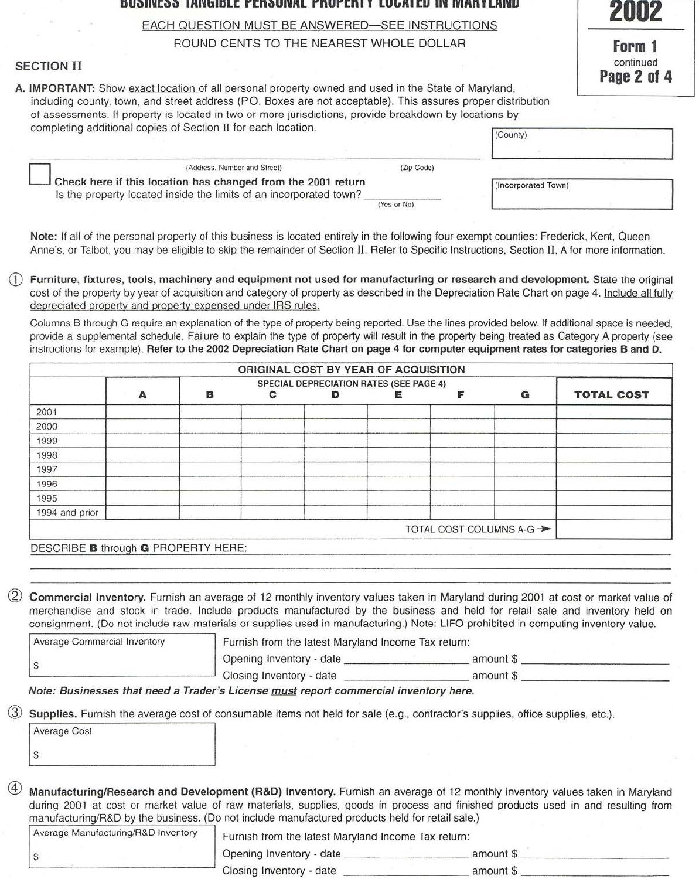# BUSINESS TANGIBLE PERSONAL PROPERTY LOCATED IN MARYLAND

**2002**

**Form 1**
continued
**Page 2 of 4**

EACH QUESTION MUST BE ANSWERED—SEE INSTRUCTIONS

ROUND CENTS TO THE NEAREST WHOLE DOLLAR

## SECTION II

**A. IMPORTANT:** Show exact location of all personal property owned and used in the State of Maryland, including county, town, and street address (P.O. Boxes are not acceptable). This assures proper distribution of assessments. If property is located in two or more jurisdictions, provide breakdown by locations by completing additional copies of Section II for each location.

(County) ____________________

______________________________ (Address, Number and Street) ______________ (Zip Code)

☐ **Check here if this location has changed from the 2001 return**

Is the property located inside the limits of an incorporated town? ____________ (Yes or No)

(Incorporated Town) ____________________

**Note:** If all of the personal property of this business is located entirely in the following four exempt counties: Frederick, Kent, Queen Anne's, or Talbot, you may be eligible to skip the remainder of Section II. Refer to Specific Instructions, Section II, A for more information.

① **Furniture, fixtures, tools, machinery and equipment not used for manufacturing or research and development.** State the original cost of the property by year of acquisition and category of property as described in the Depreciation Rate Chart on page 4. Include all fully depreciated property and property expensed under IRS rules.

Columns B through G require an explanation of the type of property being reported. Use the lines provided below. If additional space is needed, provide a supplemental schedule. Failure to explain the type of property will result in the property being treated as Category A property (see instructions for example). **Refer to the 2002 Depreciation Rate Chart on page 4 for computer equipment rates for categories B and D.**

| | ORIGINAL COST BY YEAR OF ACQUISITION | | | | | | | |
|---|---|---|---|---|---|---|---|---|
| | | SPECIAL DEPRECIATION RATES (SEE PAGE 4) | | | | | | |
| | A | B | C | D | E | F | G | TOTAL COST |
| 2001 | | | | | | | | |
| 2000 | | | | | | | | |
| 1999 | | | | | | | | |
| 1998 | | | | | | | | |
| 1997 | | | | | | | | |
| 1996 | | | | | | | | |
| 1995 | | | | | | | | |
| 1994 and prior | | | | | | | | |
| | | | | | | | TOTAL COST COLUMNS A-G → | |

DESCRIBE **B** through **G** PROPERTY HERE: ______________________________

______________________________

______________________________

② **Commercial Inventory.** Furnish an average of 12 monthly inventory values taken in Maryland during 2001 at cost or market value of merchandise and stock in trade. Include products manufactured by the business and held for retail sale and inventory held on consignment. (Do not include raw materials or supplies used in manufacturing.) Note: LIFO prohibited in computing inventory value.

Average Commercial Inventory
$

Furnish from the latest Maryland Income Tax return:

Opening Inventory - date ______________ amount $ ______________

Closing Inventory - date ______________ amount $ ______________

***Note: Businesses that need a Trader's License must report commercial inventory here.***

③ **Supplies.** Furnish the average cost of consumable items not held for sale (e.g., contractor's supplies, office supplies, etc.).

Average Cost
$

④ **Manufacturing/Research and Development (R&D) Inventory.** Furnish an average of 12 monthly inventory values taken in Maryland during 2001 at cost or market value of raw materials, supplies, goods in process and finished products used in and resulting from manufacturing/R&D by the business. (Do not include manufactured products held for retail sale.)

Average Manufacturing/R&D Inventory
$

Furnish from the latest Maryland Income Tax return:

Opening Inventory - date ______________ amount $ ______________

Closing Inventory - date ______________ amount $ ______________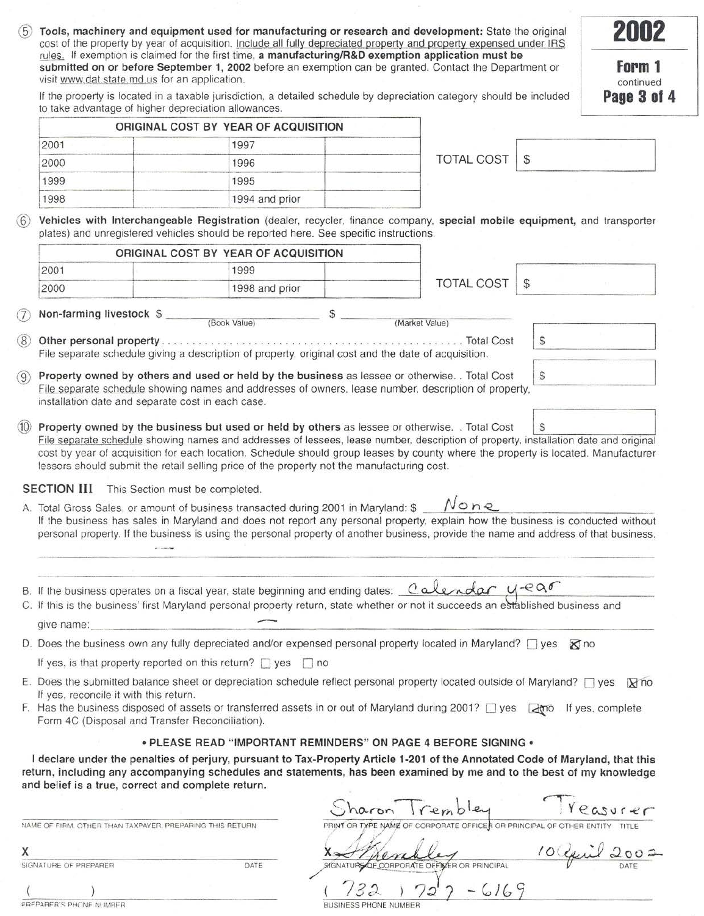**2002**

**Form 1**
continued
**Page 3 of 4**

⑤ **Tools, machinery and equipment used for manufacturing or research and development:** State the original cost of the property by year of acquisition. Include all fully depreciated property and property expensed under IRS rules. If exemption is claimed for the first time, **a manufacturing/R&D exemption application must be submitted on or before September 1, 2002** before an exemption can be granted. Contact the Department or visit www.dat.state.md.us for an application.

If the property is located in a taxable jurisdiction, a detailed schedule by depreciation category should be included to take advantage of higher depreciation allowances.

| ORIGINAL COST BY YEAR OF ACQUISITION | | | |
|---|---|---|---|
| 2001 | | 1997 | |
| 2000 | | 1996 | |
| 1999 | | 1995 | |
| 1998 | | 1994 and prior | |

TOTAL COST $

⑥ **Vehicles with Interchangeable Registration** (dealer, recycler, finance company, **special mobile equipment,** and transporter plates) and unregistered vehicles should be reported here. See specific instructions.

| ORIGINAL COST BY YEAR OF ACQUISITION | | | |
|---|---|---|---|
| 2001 | | 1999 | |
| 2000 | | 1998 and prior | |

TOTAL COST $

⑦ **Non-farming livestock** $ ____________ (Book Value) $ ____________ (Market Value)

⑧ **Other personal property** ........ Total Cost $
File separate schedule giving a description of property, original cost and the date of acquisition.

⑨ **Property owned by others and used or held by the business** as lessee or otherwise. . Total Cost $
File separate schedule showing names and addresses of owners, lease number, description of property, installation date and separate cost in each case.

⑩ **Property owned by the business but used or held by others** as lessee or otherwise. . Total Cost $
File separate schedule showing names and addresses of lessees, lease number, description of property, installation date and original cost by year of acquisition for each location. Schedule should group leases by county where the property is located. Manufacturer lessors should submit the retail selling price of the property not the manufacturing cost.

**SECTION III** This Section must be completed.

A. Total Gross Sales, or amount of business transacted during 2001 in Maryland: $ None
If the business has sales in Maryland and does not report any personal property, explain how the business is conducted without personal property. If the business is using the personal property of another business, provide the name and address of that business.

B. If the business operates on a fiscal year, state beginning and ending dates: Calendar year

C. If this is the business' first Maryland personal property return, state whether or not it succeeds an established business and give name: —

D. Does the business own any fully depreciated and/or expensed personal property located in Maryland? ☐ yes ☒ no
If yes, is that property reported on this return? ☐ yes ☐ no

E. Does the submitted balance sheet or depreciation schedule reflect personal property located outside of Maryland? ☐ yes ☒ no
If yes, reconcile it with this return.

F. Has the business disposed of assets or transferred assets in or out of Maryland during 2001? ☐ yes ☒ no If yes, complete Form 4C (Disposal and Transfer Reconciliation).

**• PLEASE READ "IMPORTANT REMINDERS" ON PAGE 4 BEFORE SIGNING •**

**I declare under the penalties of perjury, pursuant to Tax-Property Article 1-201 of the Annotated Code of Maryland, that this return, including any accompanying schedules and statements, has been examined by me and to the best of my knowledge and belief is a true, correct and complete return.**

NAME OF FIRM, OTHER THAN TAXPAYER, PREPARING THIS RETURN: ____________

X ____________ SIGNATURE OF PREPARER DATE

( ) ____________ PREPARER'S PHONE NUMBER

Sharon Trembley — Treasurer
PRINT OR TYPE NAME OF CORPORATE OFFICER OR PRINCIPAL OF OTHER ENTITY TITLE

X S. Trembley — 10 April 2002
SIGNATURE OF CORPORATE OFFICER OR PRINCIPAL DATE

(732) 727-6169
BUSINESS PHONE NUMBER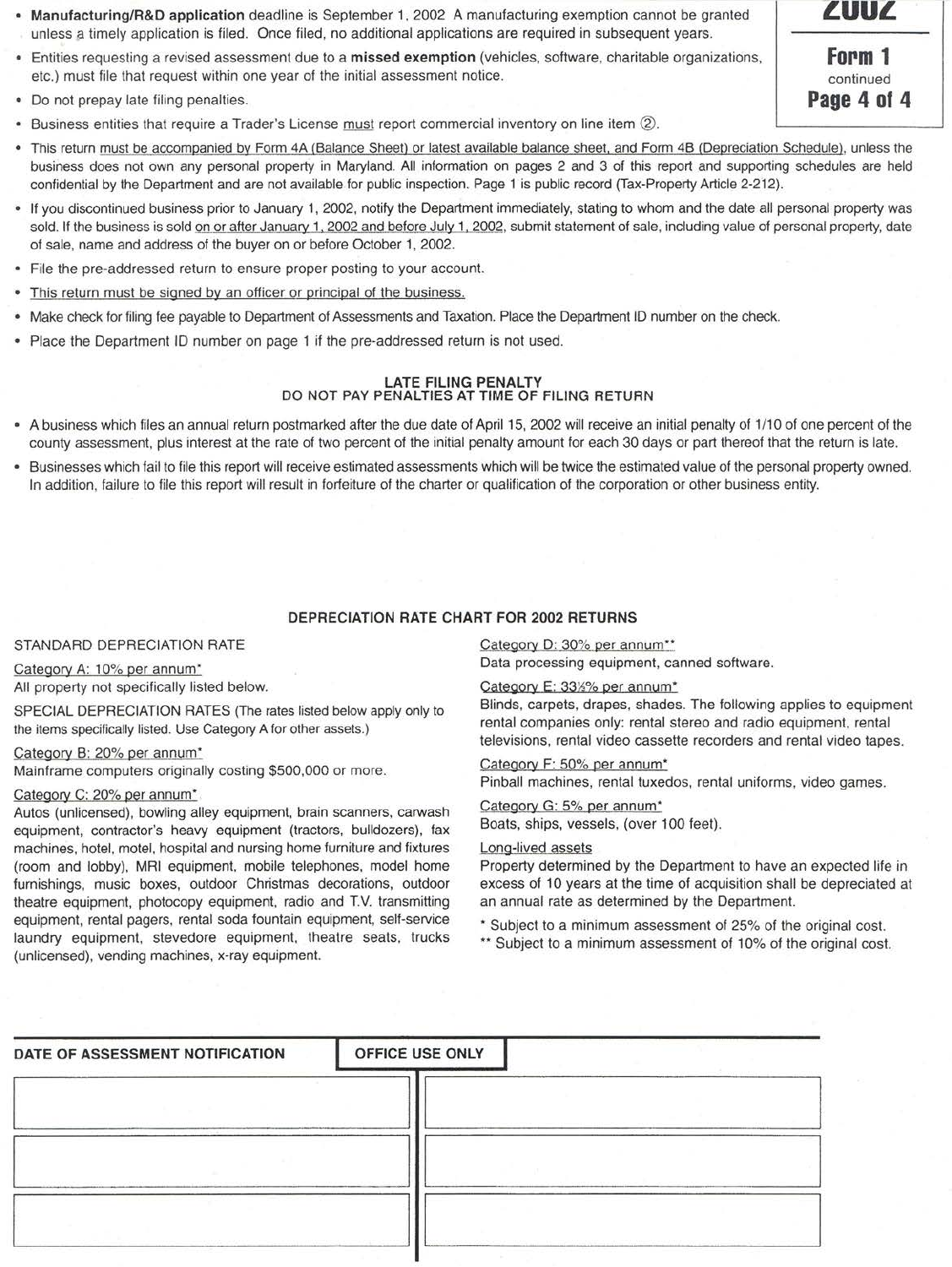- **Manufacturing/R&D application** deadline is September 1, 2002 A manufacturing exemption cannot be granted unless a timely application is filed. Once filed, no additional applications are required in subsequent years.
- Entities requesting a revised assessment due to a **missed exemption** (vehicles, software, charitable organizations, etc.) must file that request within one year of the initial assessment notice.
- Do not prepay late filing penalties.
- Business entities that require a Trader's License must report commercial inventory on line item ②.
- This return must be accompanied by Form 4A (Balance Sheet) or latest available balance sheet, and Form 4B (Depreciation Schedule), unless the business does not own any personal property in Maryland. All information on pages 2 and 3 of this report and supporting schedules are held confidential by the Department and are not available for public inspection. Page 1 is public record (Tax-Property Article 2-212).
- If you discontinued business prior to January 1, 2002, notify the Department immediately, stating to whom and the date all personal property was sold. If the business is sold on or after January 1, 2002 and before July 1, 2002, submit statement of sale, including value of personal property, date of sale, name and address of the buyer on or before October 1, 2002.
- File the pre-addressed return to ensure proper posting to your account.
- This return must be signed by an officer or principal of the business.
- Make check for filing fee payable to Department of Assessments and Taxation. Place the Department ID number on the check.
- Place the Department ID number on page 1 if the pre-addressed return is not used.

## LATE FILING PENALTY
### DO NOT PAY PENALTIES AT TIME OF FILING RETURN

- A business which files an annual return postmarked after the due date of April 15, 2002 will receive an initial penalty of 1/10 of one percent of the county assessment, plus interest at the rate of two percent of the initial penalty amount for each 30 days or part thereof that the return is late.
- Businesses which fail to file this report will receive estimated assessments which will be twice the estimated value of the personal property owned. In addition, failure to file this report will result in forfeiture of the charter or qualification of the corporation or other business entity.

## DEPRECIATION RATE CHART FOR 2002 RETURNS

STANDARD DEPRECIATION RATE

Category A: 10% per annum*
All property not specifically listed below.

SPECIAL DEPRECIATION RATES (The rates listed below apply only to the items specifically listed. Use Category A for other assets.)

Category B: 20% per annum*
Mainframe computers originally costing $500,000 or more.

Category C: 20% per annum*
Autos (unlicensed), bowling alley equipment, brain scanners, carwash equipment, contractor's heavy equipment (tractors, bulldozers), fax machines, hotel, motel, hospital and nursing home furniture and fixtures (room and lobby), MRI equipment, mobile telephones, model home furnishings, music boxes, outdoor Christmas decorations, outdoor theatre equipment, photocopy equipment, radio and T.V. transmitting equipment, rental pagers, rental soda fountain equipment, self-service laundry equipment, stevedore equipment, theatre seats, trucks (unlicensed), vending machines, x-ray equipment.

Category D: 30% per annum**
Data processing equipment, canned software.

Category E: 33⅓% per annum*
Blinds, carpets, drapes, shades. The following applies to equipment rental companies only: rental stereo and radio equipment, rental televisions, rental video cassette recorders and rental video tapes.

Category F: 50% per annum*
Pinball machines, rental tuxedos, rental uniforms, video games.

Category G: 5% per annum*
Boats, ships, vessels, (over 100 feet).

Long-lived assets
Property determined by the Department to have an expected life in excess of 10 years at the time of acquisition shall be depreciated at an annual rate as determined by the Department.

\* Subject to a minimum assessment of 25% of the original cost.
\*\* Subject to a minimum assessment of 10% of the original cost.

| DATE OF ASSESSMENT NOTIFICATION | OFFICE USE ONLY |
|---|---|
| | |
| | |
| | |